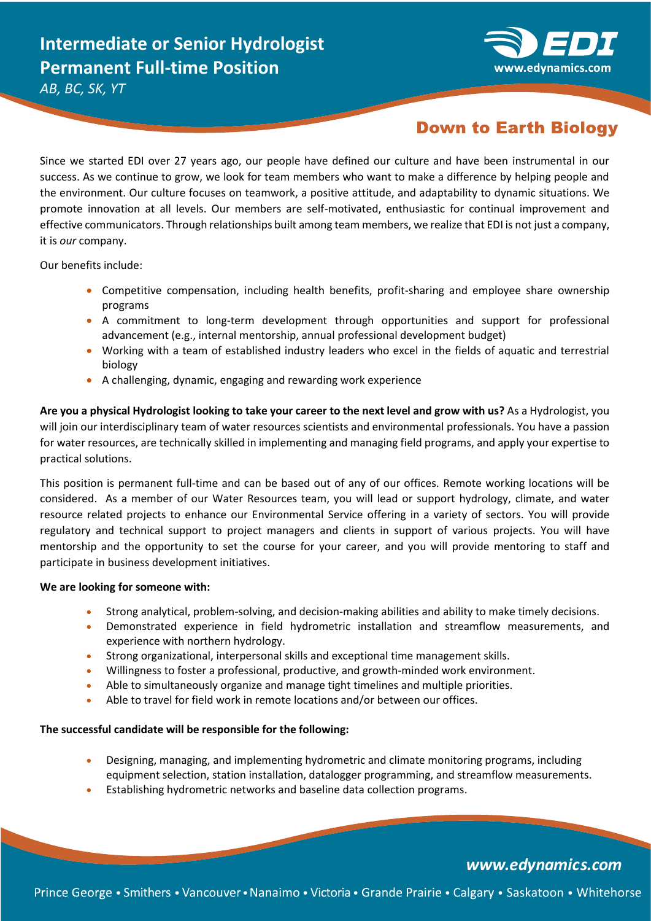# Intermediate or Senior Hydrologist
# Permanent Full-time Position

*AB, BC, SK, YT*

EDI www.edynamics.com

**Down to Earth Biology**

Since we started EDI over 27 years ago, our people have defined our culture and have been instrumental in our success. As we continue to grow, we look for team members who want to make a difference by helping people and the environment. Our culture focuses on teamwork, a positive attitude, and adaptability to dynamic situations. We promote innovation at all levels. Our members are self-motivated, enthusiastic for continual improvement and effective communicators. Through relationships built among team members, we realize that EDI is not just a company, it is *our* company.

Our benefits include:

- Competitive compensation, including health benefits, profit-sharing and employee share ownership programs
- A commitment to long-term development through opportunities and support for professional advancement (e.g., internal mentorship, annual professional development budget)
- Working with a team of established industry leaders who excel in the fields of aquatic and terrestrial biology
- A challenging, dynamic, engaging and rewarding work experience

**Are you a physical Hydrologist looking to take your career to the next level and grow with us?** As a Hydrologist, you will join our interdisciplinary team of water resources scientists and environmental professionals. You have a passion for water resources, are technically skilled in implementing and managing field programs, and apply your expertise to practical solutions.

This position is permanent full-time and can be based out of any of our offices. Remote working locations will be considered. As a member of our Water Resources team, you will lead or support hydrology, climate, and water resource related projects to enhance our Environmental Service offering in a variety of sectors. You will provide regulatory and technical support to project managers and clients in support of various projects. You will have mentorship and the opportunity to set the course for your career, and you will provide mentoring to staff and participate in business development initiatives.

**We are looking for someone with:**

- Strong analytical, problem-solving, and decision-making abilities and ability to make timely decisions.
- Demonstrated experience in field hydrometric installation and streamflow measurements, and experience with northern hydrology.
- Strong organizational, interpersonal skills and exceptional time management skills.
- Willingness to foster a professional, productive, and growth-minded work environment.
- Able to simultaneously organize and manage tight timelines and multiple priorities.
- Able to travel for field work in remote locations and/or between our offices.

**The successful candidate will be responsible for the following:**

- Designing, managing, and implementing hydrometric and climate monitoring programs, including equipment selection, station installation, datalogger programming, and streamflow measurements.
- Establishing hydrometric networks and baseline data collection programs.

*www.edynamics.com*

Prince George • Smithers • Vancouver • Nanaimo • Victoria • Grande Prairie • Calgary • Saskatoon • Whitehorse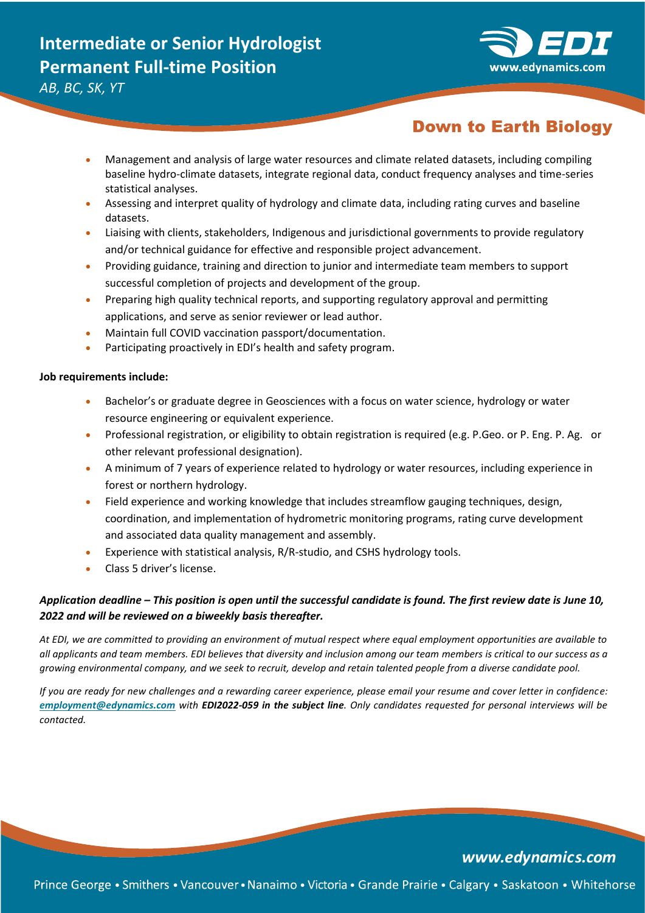- Management and analysis of large water resources and climate related datasets, including compiling baseline hydro-climate datasets, integrate regional data, conduct frequency analyses and time-series statistical analyses.
- Assessing and interpret quality of hydrology and climate data, including rating curves and baseline datasets.
- Liaising with clients, stakeholders, Indigenous and jurisdictional governments to provide regulatory and/or technical guidance for effective and responsible project advancement.
- Providing guidance, training and direction to junior and intermediate team members to support successful completion of projects and development of the group.
- Preparing high quality technical reports, and supporting regulatory approval and permitting applications, and serve as senior reviewer or lead author.
- Maintain full COVID vaccination passport/documentation.
- Participating proactively in EDI's health and safety program.

**Job requirements include:**

- Bachelor's or graduate degree in Geosciences with a focus on water science, hydrology or water resource engineering or equivalent experience.
- Professional registration, or eligibility to obtain registration is required (e.g. P.Geo. or P. Eng. P. Ag. or other relevant professional designation).
- A minimum of 7 years of experience related to hydrology or water resources, including experience in forest or northern hydrology.
- Field experience and working knowledge that includes streamflow gauging techniques, design, coordination, and implementation of hydrometric monitoring programs, rating curve development and associated data quality management and assembly.
- Experience with statistical analysis, R/R-studio, and CSHS hydrology tools.
- Class 5 driver's license.

***Application deadline – This position is open until the successful candidate is found. The first review date is June 10, 2022 and will be reviewed on a biweekly basis thereafter.***

*At EDI, we are committed to providing an environment of mutual respect where equal employment opportunities are available to all applicants and team members. EDI believes that diversity and inclusion among our team members is critical to our success as a growing environmental company, and we seek to recruit, develop and retain talented people from a diverse candidate pool.*

*If you are ready for new challenges and a rewarding career experience, please email your resume and cover letter in confidence: **employment@edynamics.com** with **EDI2022-059 in the subject line**. Only candidates requested for personal interviews will be contacted.*